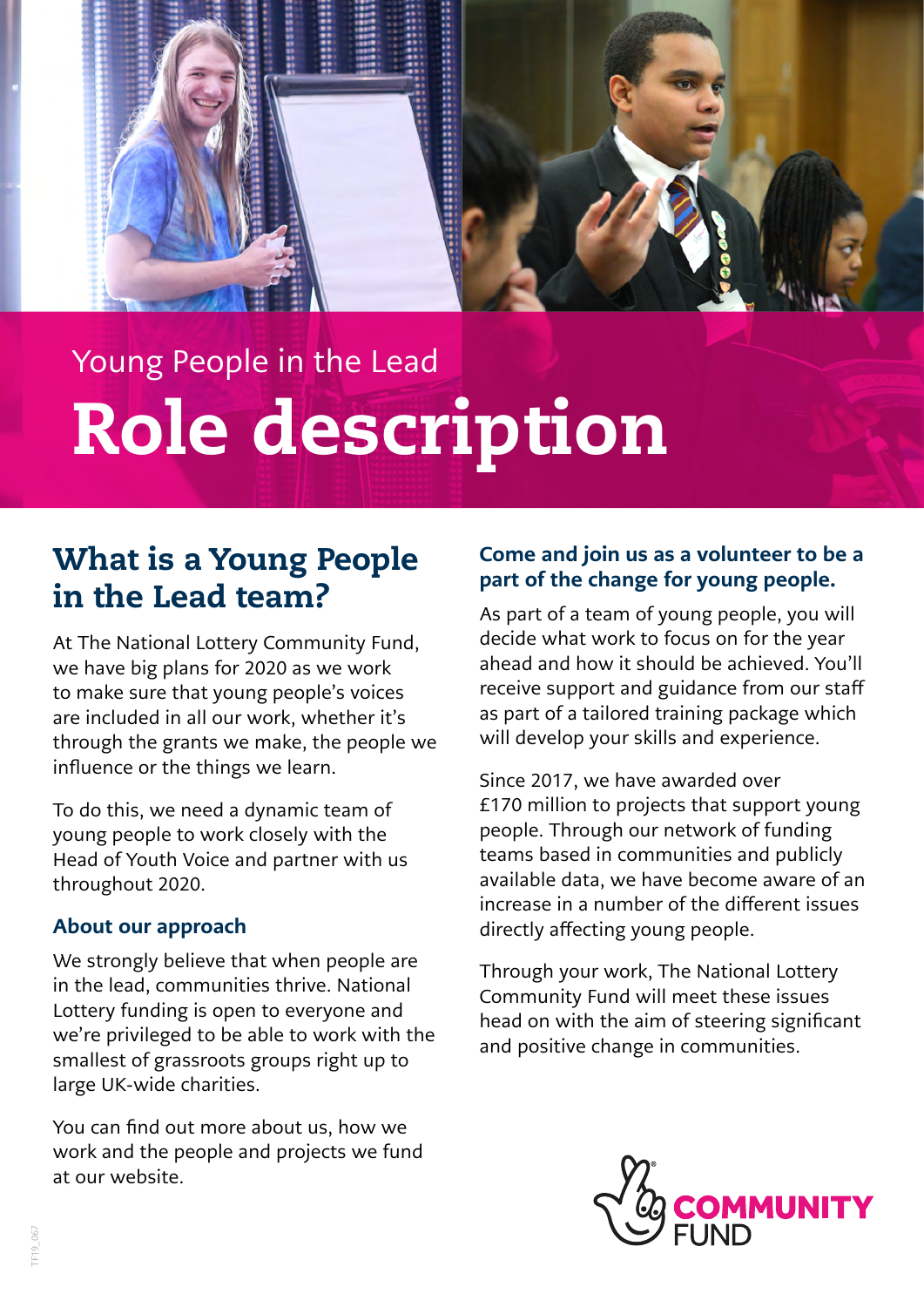Young People in the Lead

# Role description

## What is a Young People in the Lead team?

At The National Lottery Community Fund, we have big plans for 2020 as we work to make sure that young people's voices are included in all our work, whether it's through the grants we make, the people we influence or the things we learn.

To do this, we need a dynamic team of young people to work closely with the Head of Youth Voice and partner with us throughout 2020.

### About our approach

We strongly believe that when people are in the lead, communities thrive. National Lottery funding is open to everyone and we're privileged to be able to work with the smallest of grassroots groups right up to large UK-wide charities.

You can find out more about us, how we work and the people and projects we fund at our website.

### Come and join us as a volunteer to be a part of the change for young people.

As part of a team of young people, you will decide what work to focus on for the year ahead and how it should be achieved. You'll receive support and guidance from our staff as part of a tailored training package which will develop your skills and experience.

Since 2017, we have awarded over £170 million to projects that support young people. Through our network of funding teams based in communities and publicly available data, we have become aware of an increase in a number of the different issues directly affecting young people.

Through your work, The National Lottery Community Fund will meet these issues head on with the aim of steering significant and positive change in communities.

COMMUNITY FUND

TF19_067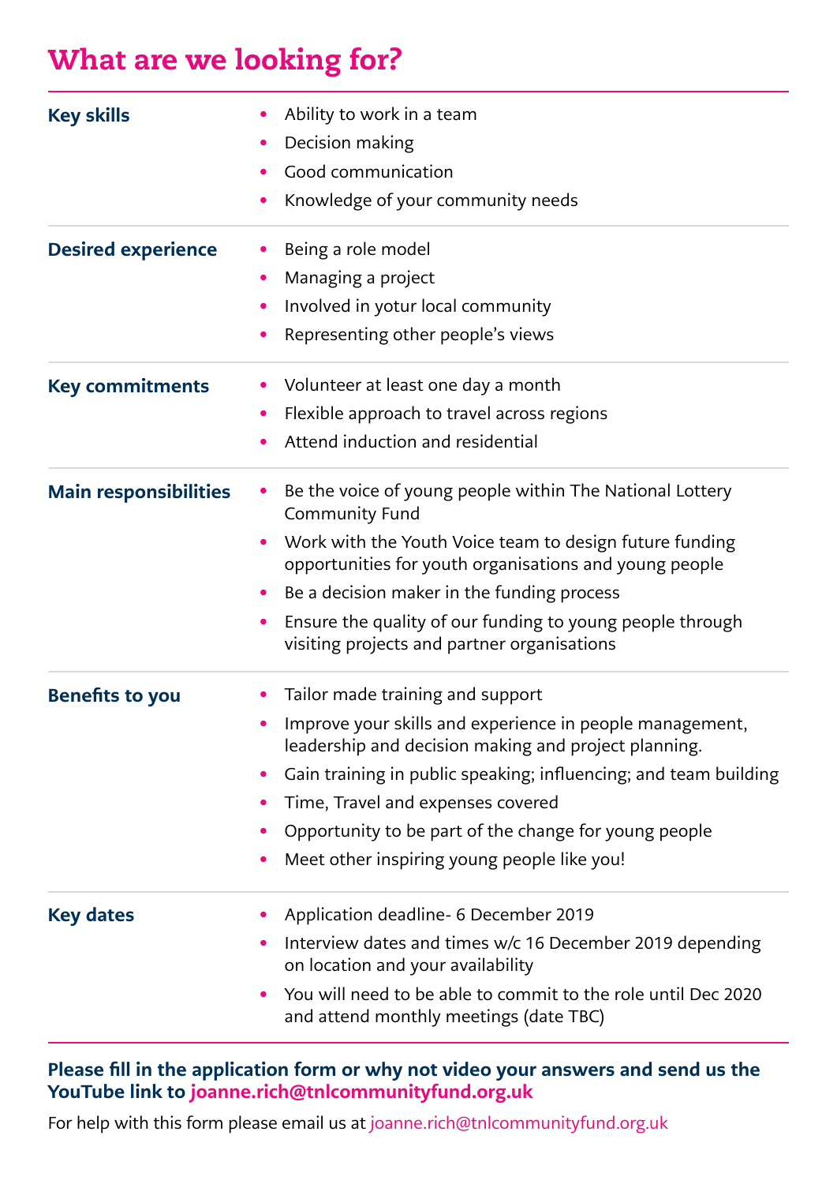# What are we looking for?

| | |
|---|---|
| **Key skills** | • Ability to work in a team<br>• Decision making<br>• Good communication<br>• Knowledge of your community needs |
| **Desired experience** | • Being a role model<br>• Managing a project<br>• Involved in yotur local community<br>• Representing other people's views |
| **Key commitments** | • Volunteer at least one day a month<br>• Flexible approach to travel across regions<br>• Attend induction and residential |
| **Main responsibilities** | • Be the voice of young people within The National Lottery Community Fund<br>• Work with the Youth Voice team to design future funding opportunities for youth organisations and young people<br>• Be a decision maker in the funding process<br>• Ensure the quality of our funding to young people through visiting projects and partner organisations |
| **Benefits to you** | • Tailor made training and support<br>• Improve your skills and experience in people management, leadership and decision making and project planning.<br>• Gain training in public speaking; influencing; and team building<br>• Time, Travel and expenses covered<br>• Opportunity to be part of the change for young people<br>• Meet other inspiring young people like you! |
| **Key dates** | • Application deadline- 6 December 2019<br>• Interview dates and times w/c 16 December 2019 depending on location and your availability<br>• You will need to be able to commit to the role until Dec 2020 and attend monthly meetings (date TBC) |

**Please fill in the application form or why not video your answers and send us the YouTube link to joanne.rich@tnlcommunityfund.org.uk**

For help with this form please email us at joanne.rich@tnlcommunityfund.org.uk